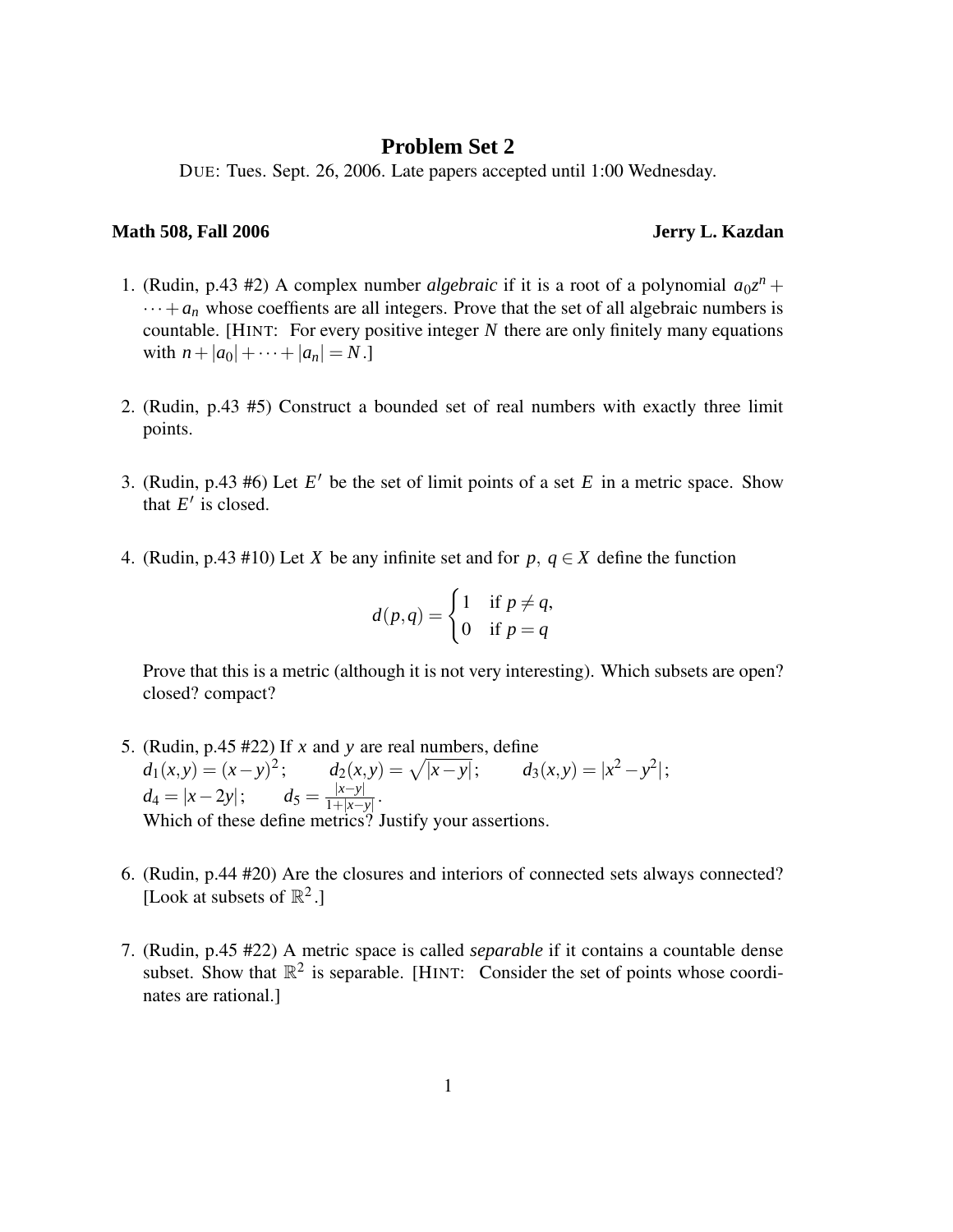# Problem Set 2

DUE: Tues. Sept. 26, 2006. Late papers accepted until 1:00 Wednesday.

**Math 508, Fall 2006** **Jerry L. Kazdan**

1. (Rudin, p.43 #2) A complex number *algebraic* if it is a root of a polynomial $a_0 z^n + \cdots + a_n$ whose coeffients are all integers. Prove that the set of all algebraic numbers is countable. [HINT: For every positive integer $N$ there are only finitely many equations with $n + |a_0| + \cdots + |a_n| = N$.]

2. (Rudin, p.43 #5) Construct a bounded set of real numbers with exactly three limit points.

3. (Rudin, p.43 #6) Let $E'$ be the set of limit points of a set $E$ in a metric space. Show that $E'$ is closed.

4. (Rudin, p.43 #10) Let $X$ be any infinite set and for $p,\ q \in X$ define the function

$$d(p,q) = \begin{cases} 1 & \text{if } p \neq q, \\ 0 & \text{if } p = q \end{cases}$$

   Prove that this is a metric (although it is not very interesting). Which subsets are open? closed? compact?

5. (Rudin, p.45 #22) If $x$ and $y$ are real numbers, define
   $d_1(x,y) = (x-y)^2$; $\quad d_2(x,y) = \sqrt{|x-y|}$; $\quad d_3(x,y) = |x^2 - y^2|$;
   $d_4 = |x - 2y|$; $\quad d_5 = \frac{|x-y|}{1+|x-y|}$.
   Which of these define metrics? Justify your assertions.

6. (Rudin, p.44 #20) Are the closures and interiors of connected sets always connected? [Look at subsets of $\mathbb{R}^2$.]

7. (Rudin, p.45 #22) A metric space is called *separable* if it contains a countable dense subset. Show that $\mathbb{R}^2$ is separable. [HINT: Consider the set of points whose coordinates are rational.]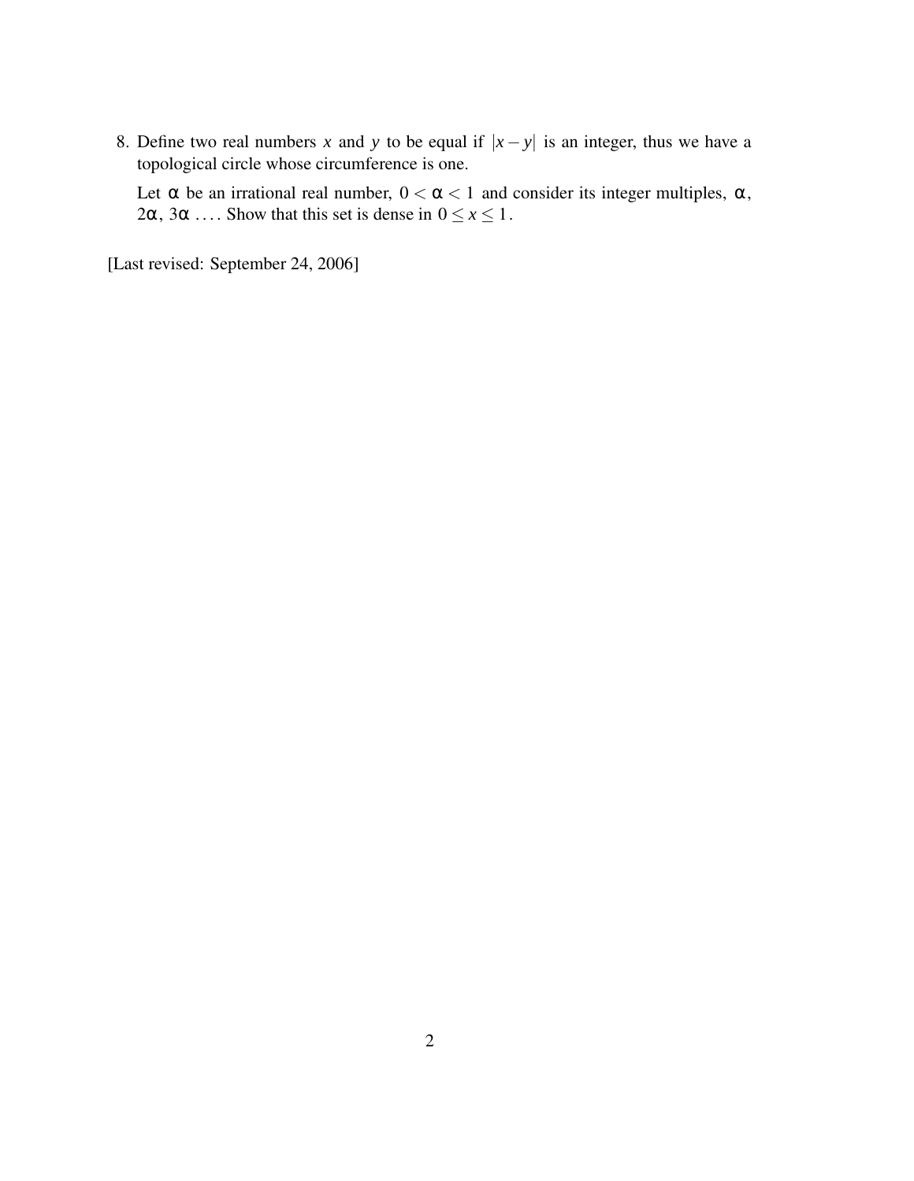8. Define two real numbers $x$ and $y$ to be equal if $|x-y|$ is an integer, thus we have a topological circle whose circumference is one.

   Let $\alpha$ be an irrational real number, $0 < \alpha < 1$ and consider its integer multiples, $\alpha$, $2\alpha$, $3\alpha$ .... Show that this set is dense in $0 \leq x \leq 1$.

[Last revised: September 24, 2006]